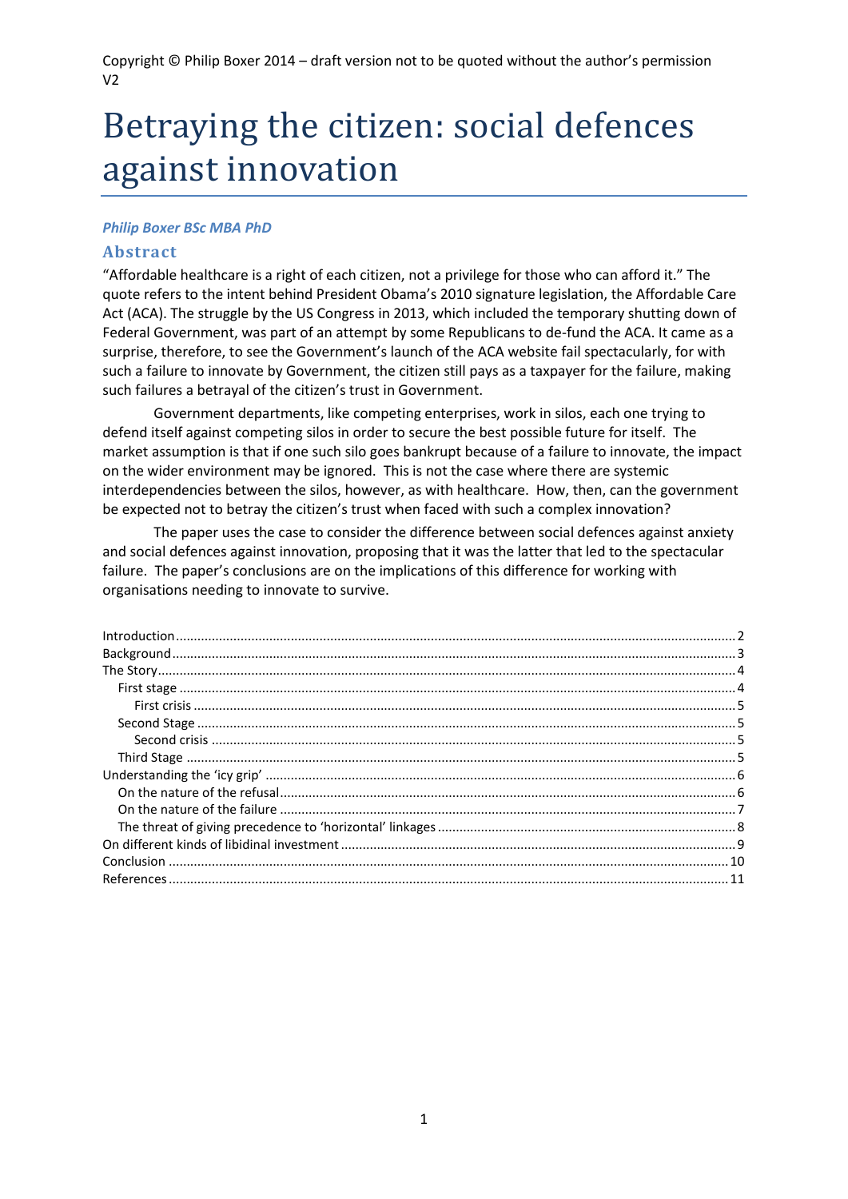Copyright © Philip Boxer 2014 – draft version not to be quoted without the author's permission V2

# Betraying the citizen: social defences against innovation

***Philip Boxer BSc MBA PhD***

## Abstract

"Affordable healthcare is a right of each citizen, not a privilege for those who can afford it." The quote refers to the intent behind President Obama's 2010 signature legislation, the Affordable Care Act (ACA). The struggle by the US Congress in 2013, which included the temporary shutting down of Federal Government, was part of an attempt by some Republicans to de-fund the ACA. It came as a surprise, therefore, to see the Government's launch of the ACA website fail spectacularly, for with such a failure to innovate by Government, the citizen still pays as a taxpayer for the failure, making such failures a betrayal of the citizen's trust in Government.

Government departments, like competing enterprises, work in silos, each one trying to defend itself against competing silos in order to secure the best possible future for itself. The market assumption is that if one such silo goes bankrupt because of a failure to innovate, the impact on the wider environment may be ignored. This is not the case where there are systemic interdependencies between the silos, however, as with healthcare. How, then, can the government be expected not to betray the citizen's trust when faced with such a complex innovation?

The paper uses the case to consider the difference between social defences against anxiety and social defences against innovation, proposing that it was the latter that led to the spectacular failure. The paper's conclusions are on the implications of this difference for working with organisations needing to innovate to survive.

Introduction ........ 2
Background ........ 3
The Story ........ 4
  First stage ........ 4
    First crisis ........ 5
  Second Stage ........ 5
    Second crisis ........ 5
  Third Stage ........ 5
Understanding the 'icy grip' ........ 6
  On the nature of the refusal ........ 6
  On the nature of the failure ........ 7
  The threat of giving precedence to 'horizontal' linkages ........ 8
On different kinds of libidinal investment ........ 9
Conclusion ........ 10
References ........ 11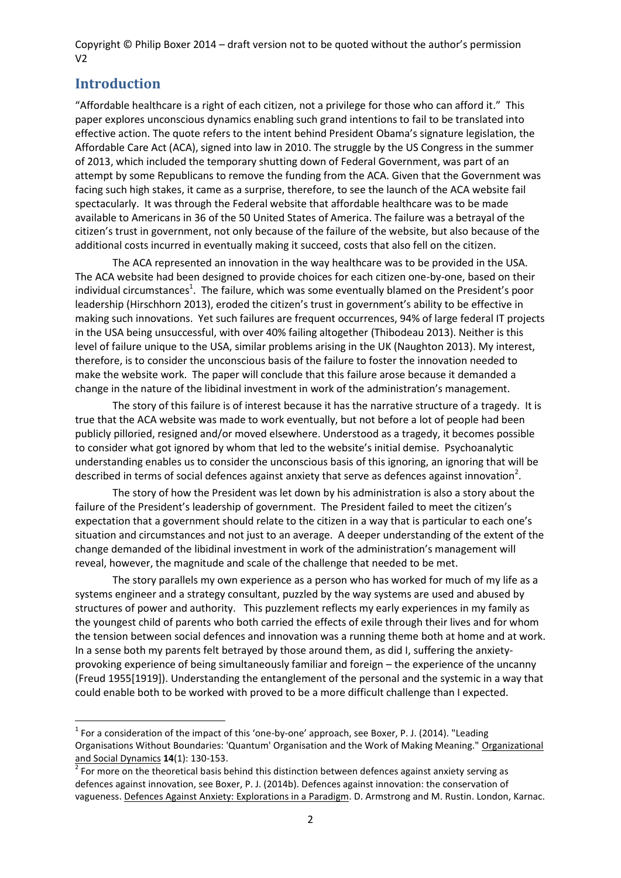## Introduction

"Affordable healthcare is a right of each citizen, not a privilege for those who can afford it." This paper explores unconscious dynamics enabling such grand intentions to fail to be translated into effective action. The quote refers to the intent behind President Obama's signature legislation, the Affordable Care Act (ACA), signed into law in 2010. The struggle by the US Congress in the summer of 2013, which included the temporary shutting down of Federal Government, was part of an attempt by some Republicans to remove the funding from the ACA. Given that the Government was facing such high stakes, it came as a surprise, therefore, to see the launch of the ACA website fail spectacularly. It was through the Federal website that affordable healthcare was to be made available to Americans in 36 of the 50 United States of America. The failure was a betrayal of the citizen's trust in government, not only because of the failure of the website, but also because of the additional costs incurred in eventually making it succeed, costs that also fell on the citizen.

The ACA represented an innovation in the way healthcare was to be provided in the USA. The ACA website had been designed to provide choices for each citizen one-by-one, based on their individual circumstances[1]. The failure, which was some eventually blamed on the President's poor leadership (Hirschhorn 2013), eroded the citizen's trust in government's ability to be effective in making such innovations. Yet such failures are frequent occurrences, 94% of large federal IT projects in the USA being unsuccessful, with over 40% failing altogether (Thibodeau 2013). Neither is this level of failure unique to the USA, similar problems arising in the UK (Naughton 2013). My interest, therefore, is to consider the unconscious basis of the failure to foster the innovation needed to make the website work. The paper will conclude that this failure arose because it demanded a change in the nature of the libidinal investment in work of the administration's management.

The story of this failure is of interest because it has the narrative structure of a tragedy. It is true that the ACA website was made to work eventually, but not before a lot of people had been publicly pilloried, resigned and/or moved elsewhere. Understood as a tragedy, it becomes possible to consider what got ignored by whom that led to the website's initial demise. Psychoanalytic understanding enables us to consider the unconscious basis of this ignoring, an ignoring that will be described in terms of social defences against anxiety that serve as defences against innovation[2].

The story of how the President was let down by his administration is also a story about the failure of the President's leadership of government. The President failed to meet the citizen's expectation that a government should relate to the citizen in a way that is particular to each one's situation and circumstances and not just to an average. A deeper understanding of the extent of the change demanded of the libidinal investment in work of the administration's management will reveal, however, the magnitude and scale of the challenge that needed to be met.

The story parallels my own experience as a person who has worked for much of my life as a systems engineer and a strategy consultant, puzzled by the way systems are used and abused by structures of power and authority. This puzzlement reflects my early experiences in my family as the youngest child of parents who both carried the effects of exile through their lives and for whom the tension between social defences and innovation was a running theme both at home and at work. In a sense both my parents felt betrayed by those around them, as did I, suffering the anxiety-provoking experience of being simultaneously familiar and foreign – the experience of the uncanny (Freud 1955[1919]). Understanding the entanglement of the personal and the systemic in a way that could enable both to be worked with proved to be a more difficult challenge than I expected.

---

[1] For a consideration of the impact of this 'one-by-one' approach, see Boxer, P. J. (2014). "Leading Organisations Without Boundaries: 'Quantum' Organisation and the Work of Making Meaning." Organizational and Social Dynamics **14**(1): 130-153.

[2] For more on the theoretical basis behind this distinction between defences against anxiety serving as defences against innovation, see Boxer, P. J. (2014b). Defences against innovation: the conservation of vagueness. Defences Against Anxiety: Explorations in a Paradigm. D. Armstrong and M. Rustin. London, Karnac.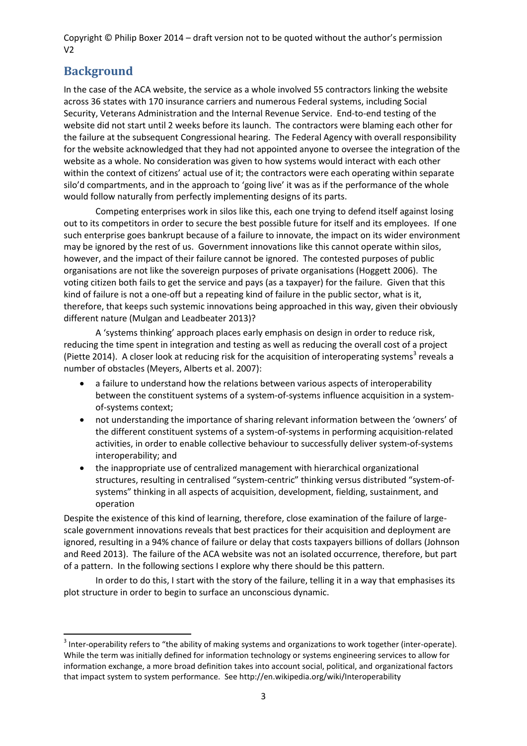## Background

In the case of the ACA website, the service as a whole involved 55 contractors linking the website across 36 states with 170 insurance carriers and numerous Federal systems, including Social Security, Veterans Administration and the Internal Revenue Service. End-to-end testing of the website did not start until 2 weeks before its launch. The contractors were blaming each other for the failure at the subsequent Congressional hearing. The Federal Agency with overall responsibility for the website acknowledged that they had not appointed anyone to oversee the integration of the website as a whole. No consideration was given to how systems would interact with each other within the context of citizens' actual use of it; the contractors were each operating within separate silo'd compartments, and in the approach to 'going live' it was as if the performance of the whole would follow naturally from perfectly implementing designs of its parts.

Competing enterprises work in silos like this, each one trying to defend itself against losing out to its competitors in order to secure the best possible future for itself and its employees. If one such enterprise goes bankrupt because of a failure to innovate, the impact on its wider environment may be ignored by the rest of us. Government innovations like this cannot operate within silos, however, and the impact of their failure cannot be ignored. The contested purposes of public organisations are not like the sovereign purposes of private organisations (Hoggett 2006). The voting citizen both fails to get the service and pays (as a taxpayer) for the failure. Given that this kind of failure is not a one-off but a repeating kind of failure in the public sector, what is it, therefore, that keeps such systemic innovations being approached in this way, given their obviously different nature (Mulgan and Leadbeater 2013)?

A 'systems thinking' approach places early emphasis on design in order to reduce risk, reducing the time spent in integration and testing as well as reducing the overall cost of a project (Piette 2014). A closer look at reducing risk for the acquisition of interoperating systems[3] reveals a number of obstacles (Meyers, Alberts et al. 2007):

- a failure to understand how the relations between various aspects of interoperability between the constituent systems of a system-of-systems influence acquisition in a system-of-systems context;
- not understanding the importance of sharing relevant information between the 'owners' of the different constituent systems of a system-of-systems in performing acquisition-related activities, in order to enable collective behaviour to successfully deliver system-of-systems interoperability; and
- the inappropriate use of centralized management with hierarchical organizational structures, resulting in centralised "system-centric" thinking versus distributed "system-of-systems" thinking in all aspects of acquisition, development, fielding, sustainment, and operation

Despite the existence of this kind of learning, therefore, close examination of the failure of large-scale government innovations reveals that best practices for their acquisition and deployment are ignored, resulting in a 94% chance of failure or delay that costs taxpayers billions of dollars (Johnson and Reed 2013). The failure of the ACA website was not an isolated occurrence, therefore, but part of a pattern. In the following sections I explore why there should be this pattern.

In order to do this, I start with the story of the failure, telling it in a way that emphasises its plot structure in order to begin to surface an unconscious dynamic.

---

[3] Inter-operability refers to "the ability of making systems and organizations to work together (inter-operate). While the term was initially defined for information technology or systems engineering services to allow for information exchange, a more broad definition takes into account social, political, and organizational factors that impact system to system performance. See http://en.wikipedia.org/wiki/Interoperability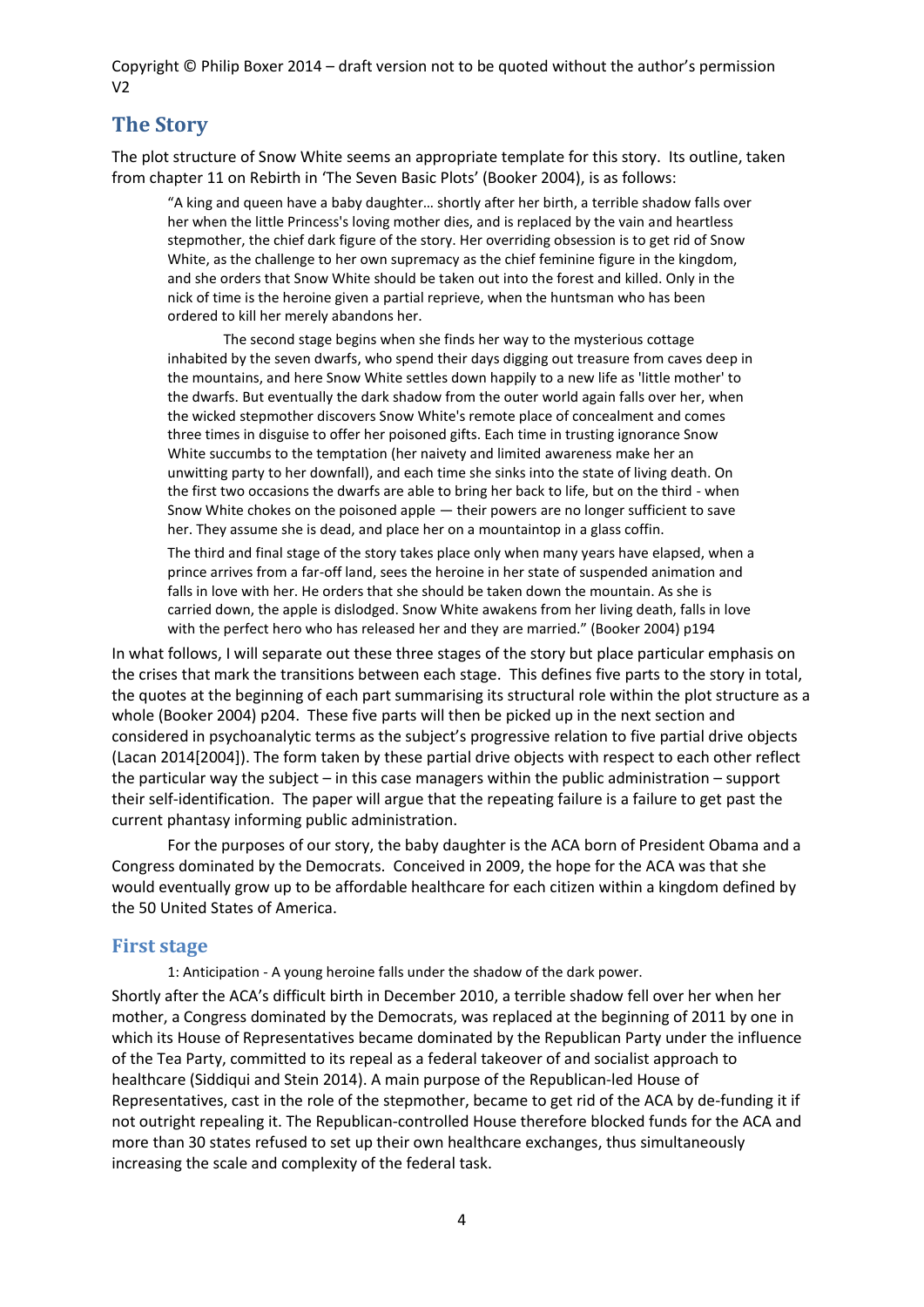## The Story

The plot structure of Snow White seems an appropriate template for this story. Its outline, taken from chapter 11 on Rebirth in 'The Seven Basic Plots' (Booker 2004), is as follows:

> "A king and queen have a baby daughter… shortly after her birth, a terrible shadow falls over her when the little Princess's loving mother dies, and is replaced by the vain and heartless stepmother, the chief dark figure of the story. Her overriding obsession is to get rid of Snow White, as the challenge to her own supremacy as the chief feminine figure in the kingdom, and she orders that Snow White should be taken out into the forest and killed. Only in the nick of time is the heroine given a partial reprieve, when the huntsman who has been ordered to kill her merely abandons her.
>
> The second stage begins when she finds her way to the mysterious cottage inhabited by the seven dwarfs, who spend their days digging out treasure from caves deep in the mountains, and here Snow White settles down happily to a new life as 'little mother' to the dwarfs. But eventually the dark shadow from the outer world again falls over her, when the wicked stepmother discovers Snow White's remote place of concealment and comes three times in disguise to offer her poisoned gifts. Each time in trusting ignorance Snow White succumbs to the temptation (her naivety and limited awareness make her an unwitting party to her downfall), and each time she sinks into the state of living death. On the first two occasions the dwarfs are able to bring her back to life, but on the third - when Snow White chokes on the poisoned apple — their powers are no longer sufficient to save her. They assume she is dead, and place her on a mountaintop in a glass coffin.
>
> The third and final stage of the story takes place only when many years have elapsed, when a prince arrives from a far-off land, sees the heroine in her state of suspended animation and falls in love with her. He orders that she should be taken down the mountain. As she is carried down, the apple is dislodged. Snow White awakens from her living death, falls in love with the perfect hero who has released her and they are married." (Booker 2004) p194

In what follows, I will separate out these three stages of the story but place particular emphasis on the crises that mark the transitions between each stage. This defines five parts to the story in total, the quotes at the beginning of each part summarising its structural role within the plot structure as a whole (Booker 2004) p204. These five parts will then be picked up in the next section and considered in psychoanalytic terms as the subject's progressive relation to five partial drive objects (Lacan 2014[2004]). The form taken by these partial drive objects with respect to each other reflect the particular way the subject – in this case managers within the public administration – support their self-identification. The paper will argue that the repeating failure is a failure to get past the current phantasy informing public administration.

For the purposes of our story, the baby daughter is the ACA born of President Obama and a Congress dominated by the Democrats. Conceived in 2009, the hope for the ACA was that she would eventually grow up to be affordable healthcare for each citizen within a kingdom defined by the 50 United States of America.

## First stage

1: Anticipation - A young heroine falls under the shadow of the dark power.

Shortly after the ACA's difficult birth in December 2010, a terrible shadow fell over her when her mother, a Congress dominated by the Democrats, was replaced at the beginning of 2011 by one in which its House of Representatives became dominated by the Republican Party under the influence of the Tea Party, committed to its repeal as a federal takeover of and socialist approach to healthcare (Siddiqui and Stein 2014). A main purpose of the Republican-led House of Representatives, cast in the role of the stepmother, became to get rid of the ACA by de-funding it if not outright repealing it. The Republican-controlled House therefore blocked funds for the ACA and more than 30 states refused to set up their own healthcare exchanges, thus simultaneously increasing the scale and complexity of the federal task.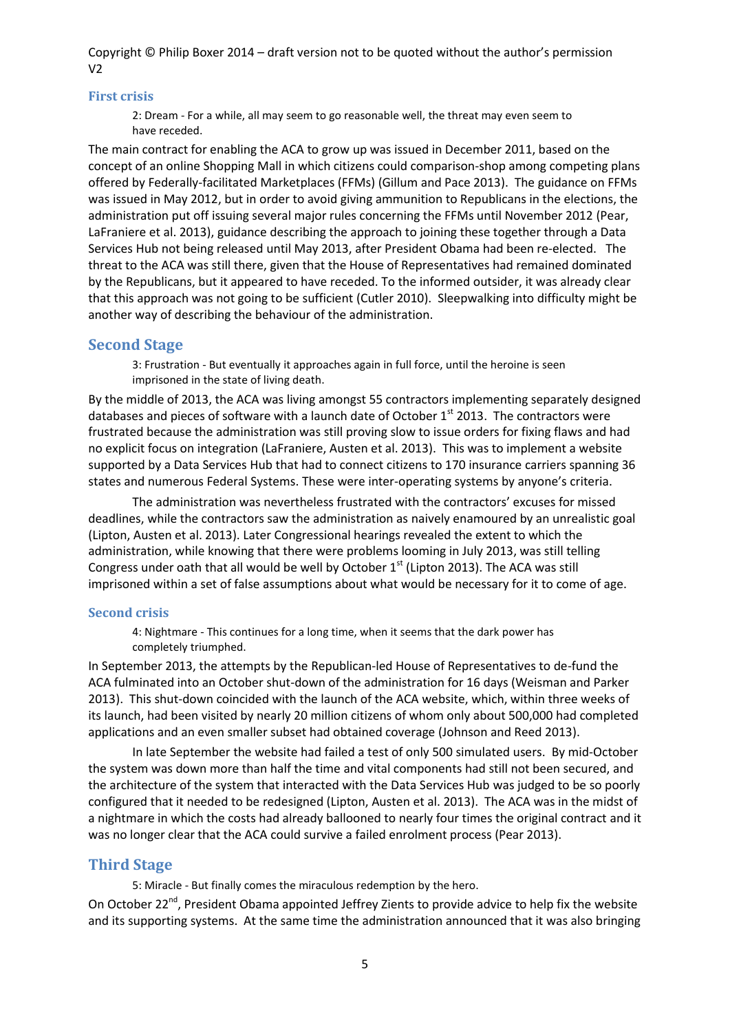Copyright © Philip Boxer 2014 – draft version not to be quoted without the author's permission V2

### First crisis

> 2: Dream - For a while, all may seem to go reasonable well, the threat may even seem to have receded.

The main contract for enabling the ACA to grow up was issued in December 2011, based on the concept of an online Shopping Mall in which citizens could comparison-shop among competing plans offered by Federally-facilitated Marketplaces (FFMs) (Gillum and Pace 2013). The guidance on FFMs was issued in May 2012, but in order to avoid giving ammunition to Republicans in the elections, the administration put off issuing several major rules concerning the FFMs until November 2012 (Pear, LaFraniere et al. 2013), guidance describing the approach to joining these together through a Data Services Hub not being released until May 2013, after President Obama had been re-elected. The threat to the ACA was still there, given that the House of Representatives had remained dominated by the Republicans, but it appeared to have receded. To the informed outsider, it was already clear that this approach was not going to be sufficient (Cutler 2010). Sleepwalking into difficulty might be another way of describing the behaviour of the administration.

## Second Stage

> 3: Frustration - But eventually it approaches again in full force, until the heroine is seen imprisoned in the state of living death.

By the middle of 2013, the ACA was living amongst 55 contractors implementing separately designed databases and pieces of software with a launch date of October 1st 2013. The contractors were frustrated because the administration was still proving slow to issue orders for fixing flaws and had no explicit focus on integration (LaFraniere, Austen et al. 2013). This was to implement a website supported by a Data Services Hub that had to connect citizens to 170 insurance carriers spanning 36 states and numerous Federal Systems. These were inter-operating systems by anyone's criteria.

The administration was nevertheless frustrated with the contractors' excuses for missed deadlines, while the contractors saw the administration as naively enamoured by an unrealistic goal (Lipton, Austen et al. 2013). Later Congressional hearings revealed the extent to which the administration, while knowing that there were problems looming in July 2013, was still telling Congress under oath that all would be well by October 1st (Lipton 2013). The ACA was still imprisoned within a set of false assumptions about what would be necessary for it to come of age.

### Second crisis

> 4: Nightmare - This continues for a long time, when it seems that the dark power has completely triumphed.

In September 2013, the attempts by the Republican-led House of Representatives to de-fund the ACA fulminated into an October shut-down of the administration for 16 days (Weisman and Parker 2013). This shut-down coincided with the launch of the ACA website, which, within three weeks of its launch, had been visited by nearly 20 million citizens of whom only about 500,000 had completed applications and an even smaller subset had obtained coverage (Johnson and Reed 2013).

In late September the website had failed a test of only 500 simulated users. By mid-October the system was down more than half the time and vital components had still not been secured, and the architecture of the system that interacted with the Data Services Hub was judged to be so poorly configured that it needed to be redesigned (Lipton, Austen et al. 2013). The ACA was in the midst of a nightmare in which the costs had already ballooned to nearly four times the original contract and it was no longer clear that the ACA could survive a failed enrolment process (Pear 2013).

## Third Stage

> 5: Miracle - But finally comes the miraculous redemption by the hero.

On October 22nd, President Obama appointed Jeffrey Zients to provide advice to help fix the website and its supporting systems. At the same time the administration announced that it was also bringing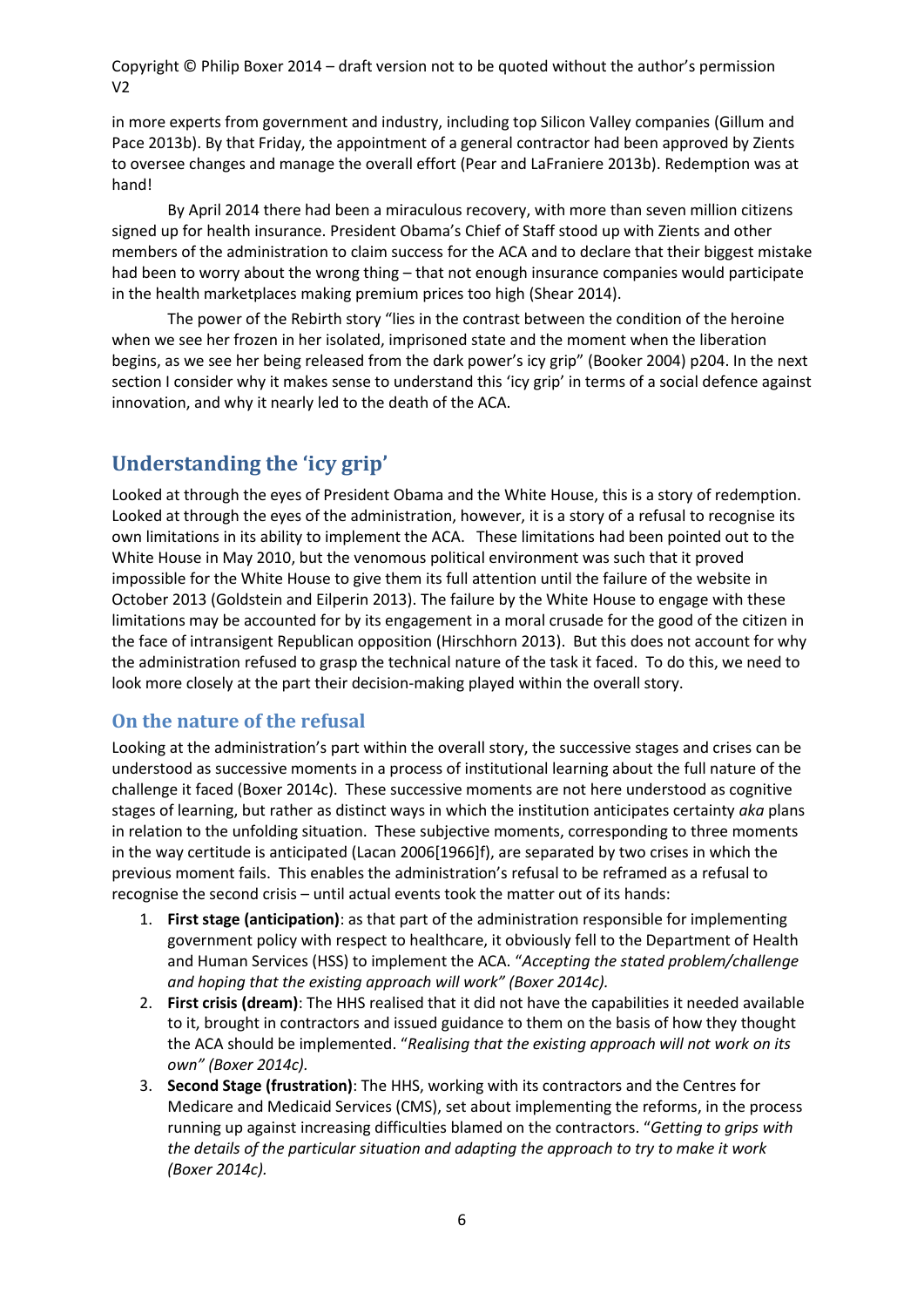in more experts from government and industry, including top Silicon Valley companies (Gillum and Pace 2013b). By that Friday, the appointment of a general contractor had been approved by Zients to oversee changes and manage the overall effort (Pear and LaFraniere 2013b). Redemption was at hand!

By April 2014 there had been a miraculous recovery, with more than seven million citizens signed up for health insurance. President Obama's Chief of Staff stood up with Zients and other members of the administration to claim success for the ACA and to declare that their biggest mistake had been to worry about the wrong thing – that not enough insurance companies would participate in the health marketplaces making premium prices too high (Shear 2014).

The power of the Rebirth story "lies in the contrast between the condition of the heroine when we see her frozen in her isolated, imprisoned state and the moment when the liberation begins, as we see her being released from the dark power's icy grip" (Booker 2004) p204. In the next section I consider why it makes sense to understand this 'icy grip' in terms of a social defence against innovation, and why it nearly led to the death of the ACA.

## Understanding the 'icy grip'

Looked at through the eyes of President Obama and the White House, this is a story of redemption. Looked at through the eyes of the administration, however, it is a story of a refusal to recognise its own limitations in its ability to implement the ACA. These limitations had been pointed out to the White House in May 2010, but the venomous political environment was such that it proved impossible for the White House to give them its full attention until the failure of the website in October 2013 (Goldstein and Eilperin 2013). The failure by the White House to engage with these limitations may be accounted for by its engagement in a moral crusade for the good of the citizen in the face of intransigent Republican opposition (Hirschhorn 2013). But this does not account for why the administration refused to grasp the technical nature of the task it faced. To do this, we need to look more closely at the part their decision-making played within the overall story.

### On the nature of the refusal

Looking at the administration's part within the overall story, the successive stages and crises can be understood as successive moments in a process of institutional learning about the full nature of the challenge it faced (Boxer 2014c). These successive moments are not here understood as cognitive stages of learning, but rather as distinct ways in which the institution anticipates certainty *aka* plans in relation to the unfolding situation. These subjective moments, corresponding to three moments in the way certitude is anticipated (Lacan 2006[1966]f), are separated by two crises in which the previous moment fails. This enables the administration's refusal to be reframed as a refusal to recognise the second crisis – until actual events took the matter out of its hands:

1. **First stage (anticipation)**: as that part of the administration responsible for implementing government policy with respect to healthcare, it obviously fell to the Department of Health and Human Services (HSS) to implement the ACA. "*Accepting the stated problem/challenge and hoping that the existing approach will work" (Boxer 2014c).*
2. **First crisis (dream)**: The HHS realised that it did not have the capabilities it needed available to it, brought in contractors and issued guidance to them on the basis of how they thought the ACA should be implemented. "*Realising that the existing approach will not work on its own" (Boxer 2014c).*
3. **Second Stage (frustration)**: The HHS, working with its contractors and the Centres for Medicare and Medicaid Services (CMS), set about implementing the reforms, in the process running up against increasing difficulties blamed on the contractors. "*Getting to grips with the details of the particular situation and adapting the approach to try to make it work (Boxer 2014c).*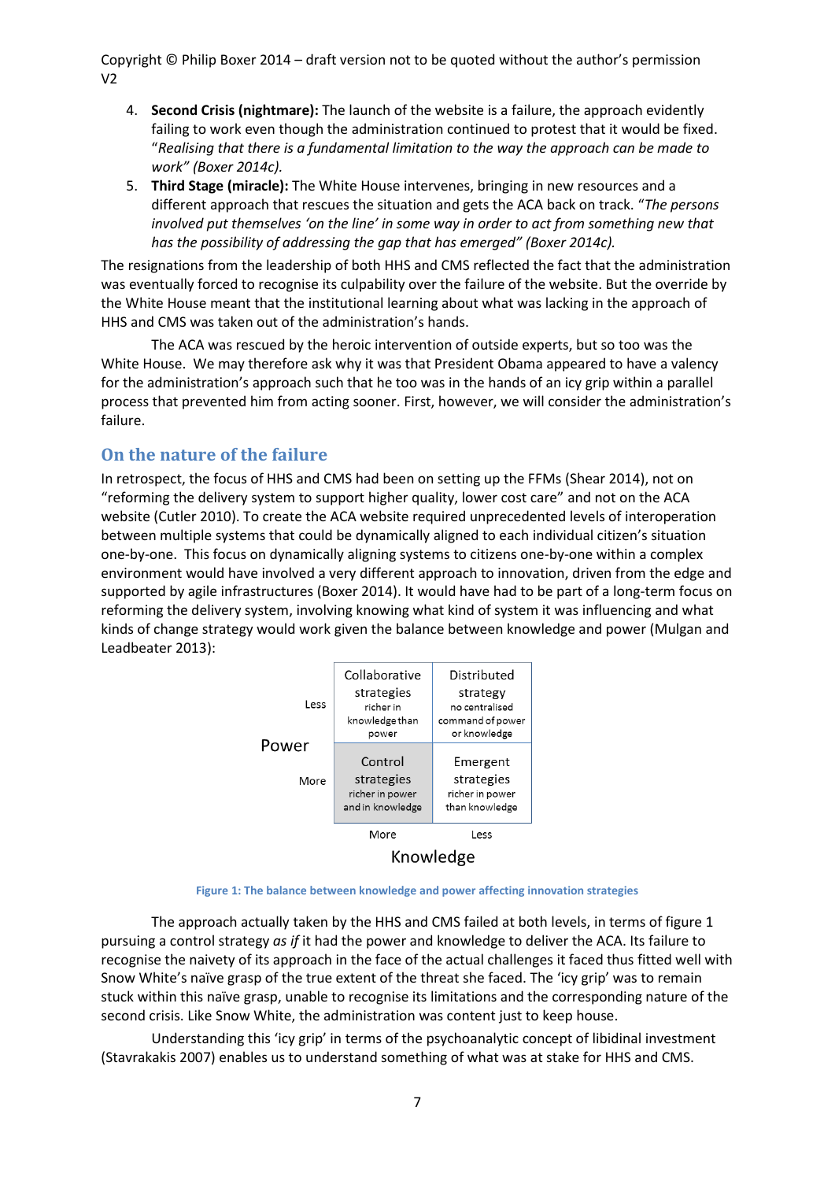4. **Second Crisis (nightmare):** The launch of the website is a failure, the approach evidently failing to work even though the administration continued to protest that it would be fixed. "*Realising that there is a fundamental limitation to the way the approach can be made to work" (Boxer 2014c).*
5. **Third Stage (miracle):** The White House intervenes, bringing in new resources and a different approach that rescues the situation and gets the ACA back on track. "*The persons involved put themselves 'on the line' in some way in order to act from something new that has the possibility of addressing the gap that has emerged" (Boxer 2014c).*

The resignations from the leadership of both HHS and CMS reflected the fact that the administration was eventually forced to recognise its culpability over the failure of the website. But the override by the White House meant that the institutional learning about what was lacking in the approach of HHS and CMS was taken out of the administration's hands.

The ACA was rescued by the heroic intervention of outside experts, but so too was the White House. We may therefore ask why it was that President Obama appeared to have a valency for the administration's approach such that he too was in the hands of an icy grip within a parallel process that prevented him from acting sooner. First, however, we will consider the administration's failure.

## On the nature of the failure

In retrospect, the focus of HHS and CMS had been on setting up the FFMs (Shear 2014), not on "reforming the delivery system to support higher quality, lower cost care" and not on the ACA website (Cutler 2010). To create the ACA website required unprecedented levels of interoperation between multiple systems that could be dynamically aligned to each individual citizen's situation one-by-one. This focus on dynamically aligning systems to citizens one-by-one within a complex environment would have involved a very different approach to innovation, driven from the edge and supported by agile infrastructures (Boxer 2014). It would have had to be part of a long-term focus on reforming the delivery system, involving knowing what kind of system it was influencing and what kinds of change strategy would work given the balance between knowledge and power (Mulgan and Leadbeater 2013):

| Power | Knowledge: More | Knowledge: Less |
|---|---|---|
| Less | Collaborative strategies<br>richer in knowledge than power | Distributed strategy<br>no centralised command of power or knowledge |
| More | Control strategies<br>richer in power and in knowledge | Emergent strategies<br>richer in power than knowledge |

**Figure 1: The balance between knowledge and power affecting innovation strategies**

The approach actually taken by the HHS and CMS failed at both levels, in terms of figure 1 pursuing a control strategy *as if* it had the power and knowledge to deliver the ACA. Its failure to recognise the naivety of its approach in the face of the actual challenges it faced thus fitted well with Snow White's naïve grasp of the true extent of the threat she faced. The 'icy grip' was to remain stuck within this naïve grasp, unable to recognise its limitations and the corresponding nature of the second crisis. Like Snow White, the administration was content just to keep house.

Understanding this 'icy grip' in terms of the psychoanalytic concept of libidinal investment (Stavrakakis 2007) enables us to understand something of what was at stake for HHS and CMS.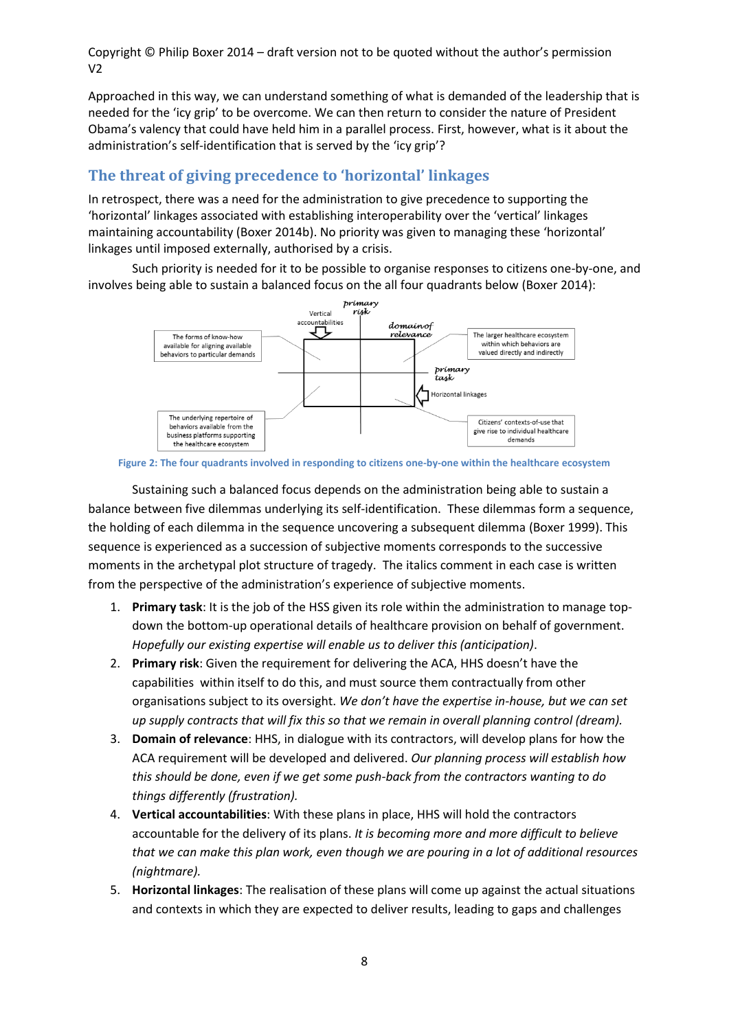Approached in this way, we can understand something of what is demanded of the leadership that is needed for the 'icy grip' to be overcome. We can then return to consider the nature of President Obama's valency that could have held him in a parallel process. First, however, what is it about the administration's self-identification that is served by the 'icy grip'?

## The threat of giving precedence to 'horizontal' linkages

In retrospect, there was a need for the administration to give precedence to supporting the 'horizontal' linkages associated with establishing interoperability over the 'vertical' linkages maintaining accountability (Boxer 2014b). No priority was given to managing these 'horizontal' linkages until imposed externally, authorised by a crisis.

Such priority is needed for it to be possible to organise responses to citizens one-by-one, and involves being able to sustain a balanced focus on the all four quadrants below (Boxer 2014):

primary risk

Vertical accountabilities

domain of relevance

The forms of know-how available for aligning available behaviors to particular demands

The larger healthcare ecosystem within which behaviors are valued directly and indirectly

primary task

Horizontal linkages

The underlying repertoire of behaviors available from the business platforms supporting the healthcare ecosystem

Citizens' contexts-of-use that give rise to individual healthcare demands

Figure 2: The four quadrants involved in responding to citizens one-by-one within the healthcare ecosystem

Sustaining such a balanced focus depends on the administration being able to sustain a balance between five dilemmas underlying its self-identification. These dilemmas form a sequence, the holding of each dilemma in the sequence uncovering a subsequent dilemma (Boxer 1999). This sequence is experienced as a succession of subjective moments corresponds to the successive moments in the archetypal plot structure of tragedy. The italics comment in each case is written from the perspective of the administration's experience of subjective moments.

1. **Primary task**: It is the job of the HSS given its role within the administration to manage top-down the bottom-up operational details of healthcare provision on behalf of government. *Hopefully our existing expertise will enable us to deliver this (anticipation)*.
2. **Primary risk**: Given the requirement for delivering the ACA, HHS doesn't have the capabilities within itself to do this, and must source them contractually from other organisations subject to its oversight. *We don't have the expertise in-house, but we can set up supply contracts that will fix this so that we remain in overall planning control (dream).*
3. **Domain of relevance**: HHS, in dialogue with its contractors, will develop plans for how the ACA requirement will be developed and delivered. *Our planning process will establish how this should be done, even if we get some push-back from the contractors wanting to do things differently (frustration).*
4. **Vertical accountabilities**: With these plans in place, HHS will hold the contractors accountable for the delivery of its plans. *It is becoming more and more difficult to believe that we can make this plan work, even though we are pouring in a lot of additional resources (nightmare).*
5. **Horizontal linkages**: The realisation of these plans will come up against the actual situations and contexts in which they are expected to deliver results, leading to gaps and challenges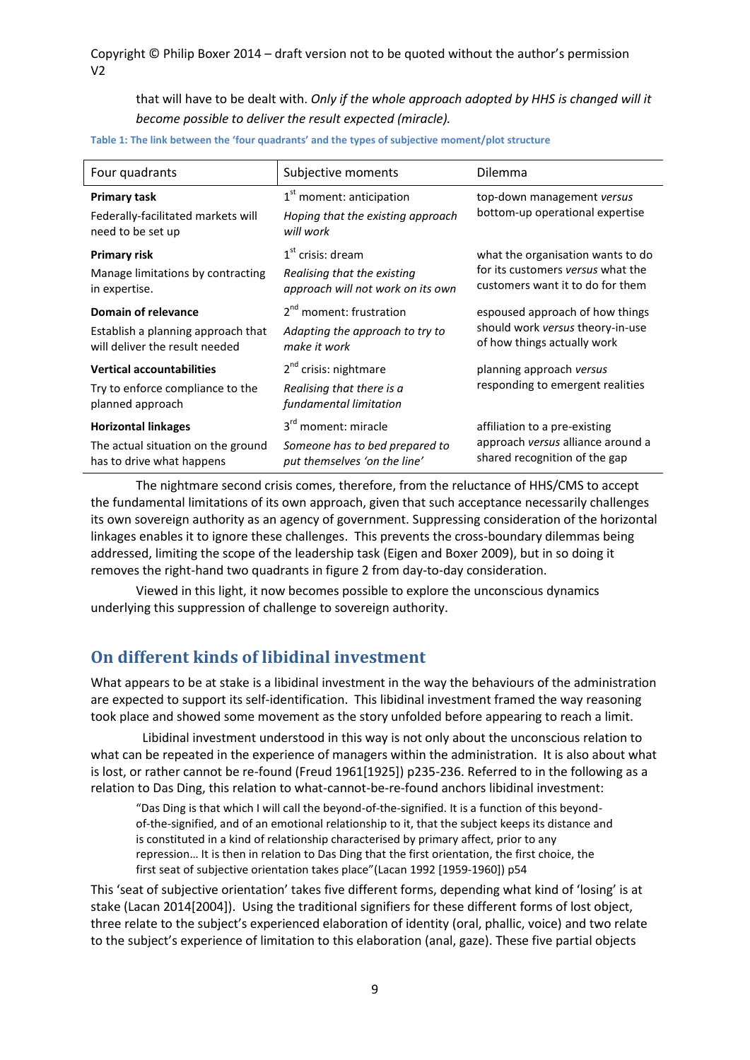that will have to be dealt with. *Only if the whole approach adopted by HHS is changed will it become possible to deliver the result expected (miracle).*

**Table 1: The link between the 'four quadrants' and the types of subjective moment/plot structure**

| Four quadrants | Subjective moments | Dilemma |
|---|---|---|
| **Primary task**<br>Federally-facilitated markets will need to be set up | 1st moment: anticipation<br>*Hoping that the existing approach will work* | top-down management *versus* bottom-up operational expertise |
| **Primary risk**<br>Manage limitations by contracting in expertise. | 1st crisis: dream<br>*Realising that the existing approach will not work on its own* | what the organisation wants to do for its customers *versus* what the customers want it to do for them |
| **Domain of relevance**<br>Establish a planning approach that will deliver the result needed | 2nd moment: frustration<br>*Adapting the approach to try to make it work* | espoused approach of how things should work *versus* theory-in-use of how things actually work |
| **Vertical accountabilities**<br>Try to enforce compliance to the planned approach | 2nd crisis: nightmare<br>*Realising that there is a fundamental limitation* | planning approach *versus* responding to emergent realities |
| **Horizontal linkages**<br>The actual situation on the ground has to drive what happens | 3rd moment: miracle<br>*Someone has to bed prepared to put themselves 'on the line'* | affiliation to a pre-existing approach *versus* alliance around a shared recognition of the gap |

The nightmare second crisis comes, therefore, from the reluctance of HHS/CMS to accept the fundamental limitations of its own approach, given that such acceptance necessarily challenges its own sovereign authority as an agency of government. Suppressing consideration of the horizontal linkages enables it to ignore these challenges. This prevents the cross-boundary dilemmas being addressed, limiting the scope of the leadership task (Eigen and Boxer 2009), but in so doing it removes the right-hand two quadrants in figure 2 from day-to-day consideration.

Viewed in this light, it now becomes possible to explore the unconscious dynamics underlying this suppression of challenge to sovereign authority.

## On different kinds of libidinal investment

What appears to be at stake is a libidinal investment in the way the behaviours of the administration are expected to support its self-identification. This libidinal investment framed the way reasoning took place and showed some movement as the story unfolded before appearing to reach a limit.

Libidinal investment understood in this way is not only about the unconscious relation to what can be repeated in the experience of managers within the administration. It is also about what is lost, or rather cannot be re-found (Freud 1961[1925]) p235-236. Referred to in the following as a relation to Das Ding, this relation to what-cannot-be-re-found anchors libidinal investment:

> "Das Ding is that which I will call the beyond-of-the-signified. It is a function of this beyond-of-the-signified, and of an emotional relationship to it, that the subject keeps its distance and is constituted in a kind of relationship characterised by primary affect, prior to any repression… It is then in relation to Das Ding that the first orientation, the first choice, the first seat of subjective orientation takes place"(Lacan 1992 [1959-1960]) p54

This 'seat of subjective orientation' takes five different forms, depending what kind of 'losing' is at stake (Lacan 2014[2004]). Using the traditional signifiers for these different forms of lost object, three relate to the subject's experienced elaboration of identity (oral, phallic, voice) and two relate to the subject's experience of limitation to this elaboration (anal, gaze). These five partial objects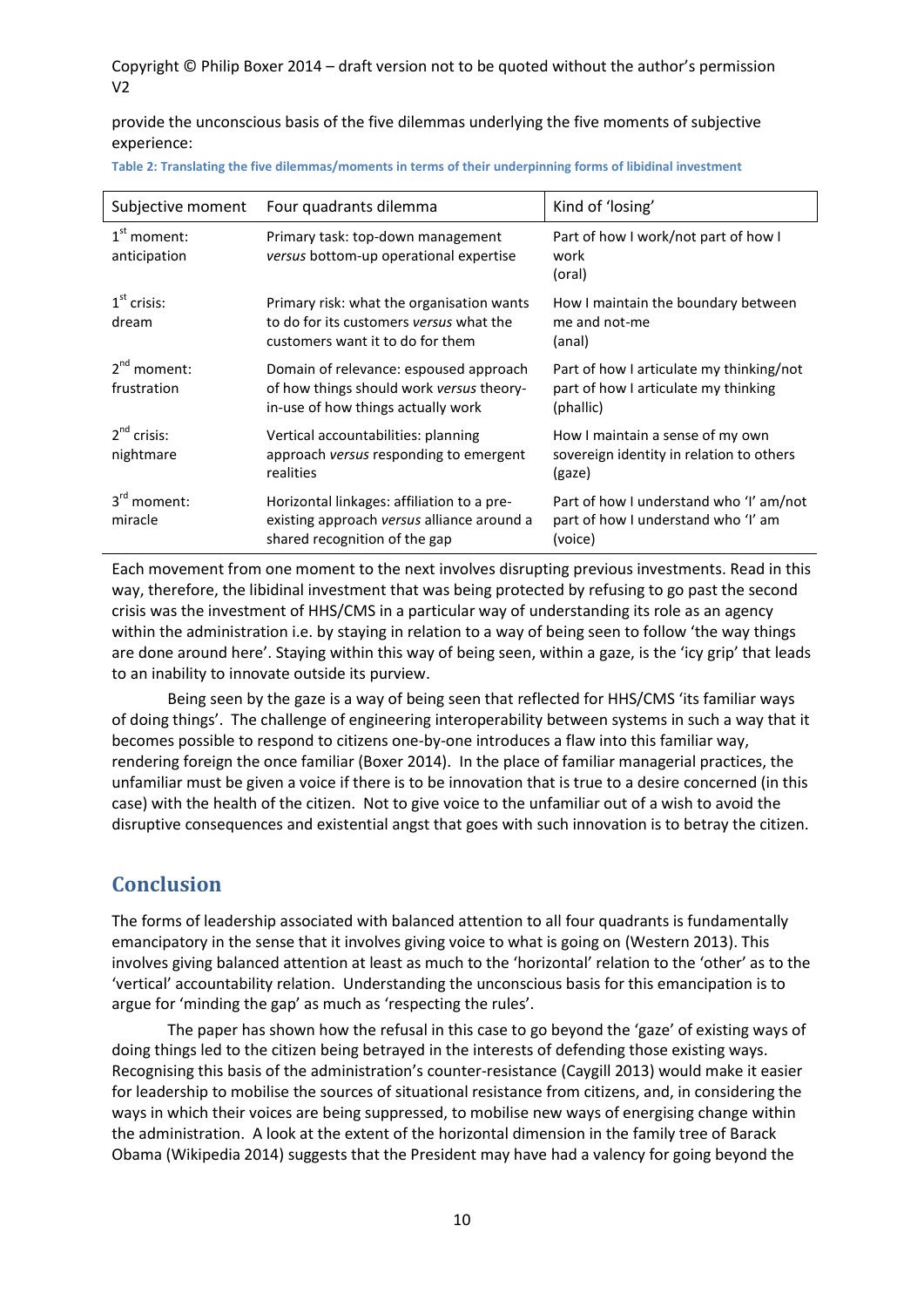provide the unconscious basis of the five dilemmas underlying the five moments of subjective experience:

**Table 2: Translating the five dilemmas/moments in terms of their underpinning forms of libidinal investment**

| Subjective moment | Four quadrants dilemma | Kind of 'losing' |
|---|---|---|
| 1st moment: anticipation | Primary task: top-down management *versus* bottom-up operational expertise | Part of how I work/not part of how I work (oral) |
| 1st crisis: dream | Primary risk: what the organisation wants to do for its customers *versus* what the customers want it to do for them | How I maintain the boundary between me and not-me (anal) |
| 2nd moment: frustration | Domain of relevance: espoused approach of how things should work *versus* theory-in-use of how things actually work | Part of how I articulate my thinking/not part of how I articulate my thinking (phallic) |
| 2nd crisis: nightmare | Vertical accountabilities: planning approach *versus* responding to emergent realities | How I maintain a sense of my own sovereign identity in relation to others (gaze) |
| 3rd moment: miracle | Horizontal linkages: affiliation to a pre-existing approach *versus* alliance around a shared recognition of the gap | Part of how I understand who 'I' am/not part of how I understand who 'I' am (voice) |

Each movement from one moment to the next involves disrupting previous investments. Read in this way, therefore, the libidinal investment that was being protected by refusing to go past the second crisis was the investment of HHS/CMS in a particular way of understanding its role as an agency within the administration i.e. by staying in relation to a way of being seen to follow 'the way things are done around here'. Staying within this way of being seen, within a gaze, is the 'icy grip' that leads to an inability to innovate outside its purview.

Being seen by the gaze is a way of being seen that reflected for HHS/CMS 'its familiar ways of doing things'. The challenge of engineering interoperability between systems in such a way that it becomes possible to respond to citizens one-by-one introduces a flaw into this familiar way, rendering foreign the once familiar (Boxer 2014). In the place of familiar managerial practices, the unfamiliar must be given a voice if there is to be innovation that is true to a desire concerned (in this case) with the health of the citizen. Not to give voice to the unfamiliar out of a wish to avoid the disruptive consequences and existential angst that goes with such innovation is to betray the citizen.

## Conclusion

The forms of leadership associated with balanced attention to all four quadrants is fundamentally emancipatory in the sense that it involves giving voice to what is going on (Western 2013). This involves giving balanced attention at least as much to the 'horizontal' relation to the 'other' as to the 'vertical' accountability relation. Understanding the unconscious basis for this emancipation is to argue for 'minding the gap' as much as 'respecting the rules'.

The paper has shown how the refusal in this case to go beyond the 'gaze' of existing ways of doing things led to the citizen being betrayed in the interests of defending those existing ways. Recognising this basis of the administration's counter-resistance (Caygill 2013) would make it easier for leadership to mobilise the sources of situational resistance from citizens, and, in considering the ways in which their voices are being suppressed, to mobilise new ways of energising change within the administration. A look at the extent of the horizontal dimension in the family tree of Barack Obama (Wikipedia 2014) suggests that the President may have had a valency for going beyond the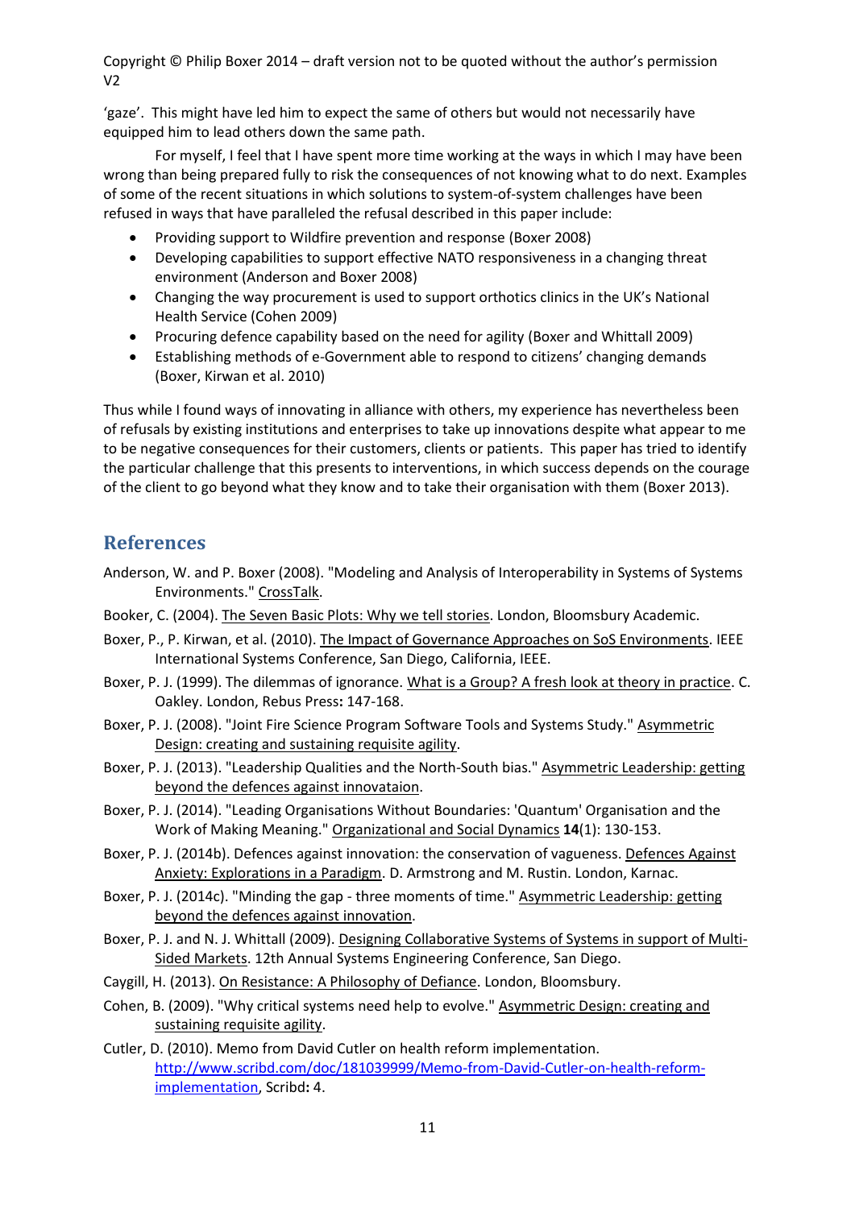'gaze'. This might have led him to expect the same of others but would not necessarily have equipped him to lead others down the same path.

For myself, I feel that I have spent more time working at the ways in which I may have been wrong than being prepared fully to risk the consequences of not knowing what to do next. Examples of some of the recent situations in which solutions to system-of-system challenges have been refused in ways that have paralleled the refusal described in this paper include:

- Providing support to Wildfire prevention and response (Boxer 2008)
- Developing capabilities to support effective NATO responsiveness in a changing threat environment (Anderson and Boxer 2008)
- Changing the way procurement is used to support orthotics clinics in the UK's National Health Service (Cohen 2009)
- Procuring defence capability based on the need for agility (Boxer and Whittall 2009)
- Establishing methods of e-Government able to respond to citizens' changing demands (Boxer, Kirwan et al. 2010)

Thus while I found ways of innovating in alliance with others, my experience has nevertheless been of refusals by existing institutions and enterprises to take up innovations despite what appear to me to be negative consequences for their customers, clients or patients. This paper has tried to identify the particular challenge that this presents to interventions, in which success depends on the courage of the client to go beyond what they know and to take their organisation with them (Boxer 2013).

## References

Anderson, W. and P. Boxer (2008). "Modeling and Analysis of Interoperability in Systems of Systems Environments." CrossTalk.

Booker, C. (2004). The Seven Basic Plots: Why we tell stories. London, Bloomsbury Academic.

Boxer, P., P. Kirwan, et al. (2010). The Impact of Governance Approaches on SoS Environments. IEEE International Systems Conference, San Diego, California, IEEE.

Boxer, P. J. (1999). The dilemmas of ignorance. What is a Group? A fresh look at theory in practice. C. Oakley. London, Rebus Press**:** 147-168.

Boxer, P. J. (2008). "Joint Fire Science Program Software Tools and Systems Study." Asymmetric Design: creating and sustaining requisite agility.

Boxer, P. J. (2013). "Leadership Qualities and the North-South bias." Asymmetric Leadership: getting beyond the defences against innovataion.

Boxer, P. J. (2014). "Leading Organisations Without Boundaries: 'Quantum' Organisation and the Work of Making Meaning." Organizational and Social Dynamics **14**(1): 130-153.

Boxer, P. J. (2014b). Defences against innovation: the conservation of vagueness. Defences Against Anxiety: Explorations in a Paradigm. D. Armstrong and M. Rustin. London, Karnac.

Boxer, P. J. (2014c). "Minding the gap - three moments of time." Asymmetric Leadership: getting beyond the defences against innovation.

Boxer, P. J. and N. J. Whittall (2009). Designing Collaborative Systems of Systems in support of Multi-Sided Markets. 12th Annual Systems Engineering Conference, San Diego.

Caygill, H. (2013). On Resistance: A Philosophy of Defiance. London, Bloomsbury.

Cohen, B. (2009). "Why critical systems need help to evolve." Asymmetric Design: creating and sustaining requisite agility.

Cutler, D. (2010). Memo from David Cutler on health reform implementation. http://www.scribd.com/doc/181039999/Memo-from-David-Cutler-on-health-reform-implementation, Scribd**:** 4.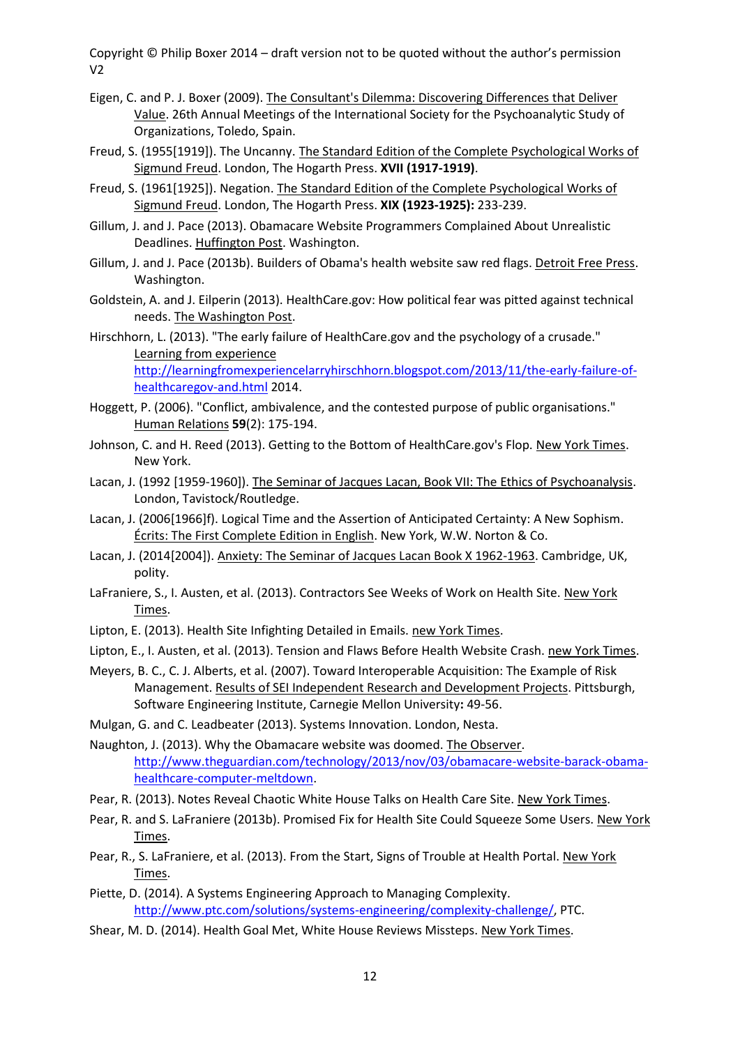Eigen, C. and P. J. Boxer (2009). The Consultant's Dilemma: Discovering Differences that Deliver Value. 26th Annual Meetings of the International Society for the Psychoanalytic Study of Organizations, Toledo, Spain.

Freud, S. (1955[1919]). The Uncanny. The Standard Edition of the Complete Psychological Works of Sigmund Freud. London, The Hogarth Press. **XVII (1917-1919)**.

Freud, S. (1961[1925]). Negation. The Standard Edition of the Complete Psychological Works of Sigmund Freud. London, The Hogarth Press. **XIX (1923-1925):** 233-239.

Gillum, J. and J. Pace (2013). Obamacare Website Programmers Complained About Unrealistic Deadlines. Huffington Post. Washington.

Gillum, J. and J. Pace (2013b). Builders of Obama's health website saw red flags. Detroit Free Press. Washington.

Goldstein, A. and J. Eilperin (2013). HealthCare.gov: How political fear was pitted against technical needs. The Washington Post.

Hirschhorn, L. (2013). "The early failure of HealthCare.gov and the psychology of a crusade." Learning from experience http://learningfromexperiencelarryhirschhorn.blogspot.com/2013/11/the-early-failure-of-healthcaregov-and.html 2014.

Hoggett, P. (2006). "Conflict, ambivalence, and the contested purpose of public organisations." Human Relations **59**(2): 175-194.

Johnson, C. and H. Reed (2013). Getting to the Bottom of HealthCare.gov's Flop. New York Times. New York.

Lacan, J. (1992 [1959-1960]). The Seminar of Jacques Lacan, Book VII: The Ethics of Psychoanalysis. London, Tavistock/Routledge.

Lacan, J. (2006[1966]f). Logical Time and the Assertion of Anticipated Certainty: A New Sophism. Écrits: The First Complete Edition in English. New York, W.W. Norton & Co.

Lacan, J. (2014[2004]). Anxiety: The Seminar of Jacques Lacan Book X 1962-1963. Cambridge, UK, polity.

LaFraniere, S., I. Austen, et al. (2013). Contractors See Weeks of Work on Health Site. New York Times.

Lipton, E. (2013). Health Site Infighting Detailed in Emails. new York Times.

Lipton, E., I. Austen, et al. (2013). Tension and Flaws Before Health Website Crash. new York Times.

Meyers, B. C., C. J. Alberts, et al. (2007). Toward Interoperable Acquisition: The Example of Risk Management. Results of SEI Independent Research and Development Projects. Pittsburgh, Software Engineering Institute, Carnegie Mellon University**:** 49-56.

Mulgan, G. and C. Leadbeater (2013). Systems Innovation. London, Nesta.

Naughton, J. (2013). Why the Obamacare website was doomed. The Observer. http://www.theguardian.com/technology/2013/nov/03/obamacare-website-barack-obama-healthcare-computer-meltdown.

Pear, R. (2013). Notes Reveal Chaotic White House Talks on Health Care Site. New York Times.

Pear, R. and S. LaFraniere (2013b). Promised Fix for Health Site Could Squeeze Some Users. New York Times.

Pear, R., S. LaFraniere, et al. (2013). From the Start, Signs of Trouble at Health Portal. New York Times.

Piette, D. (2014). A Systems Engineering Approach to Managing Complexity. http://www.ptc.com/solutions/systems-engineering/complexity-challenge/, PTC.

Shear, M. D. (2014). Health Goal Met, White House Reviews Missteps. New York Times.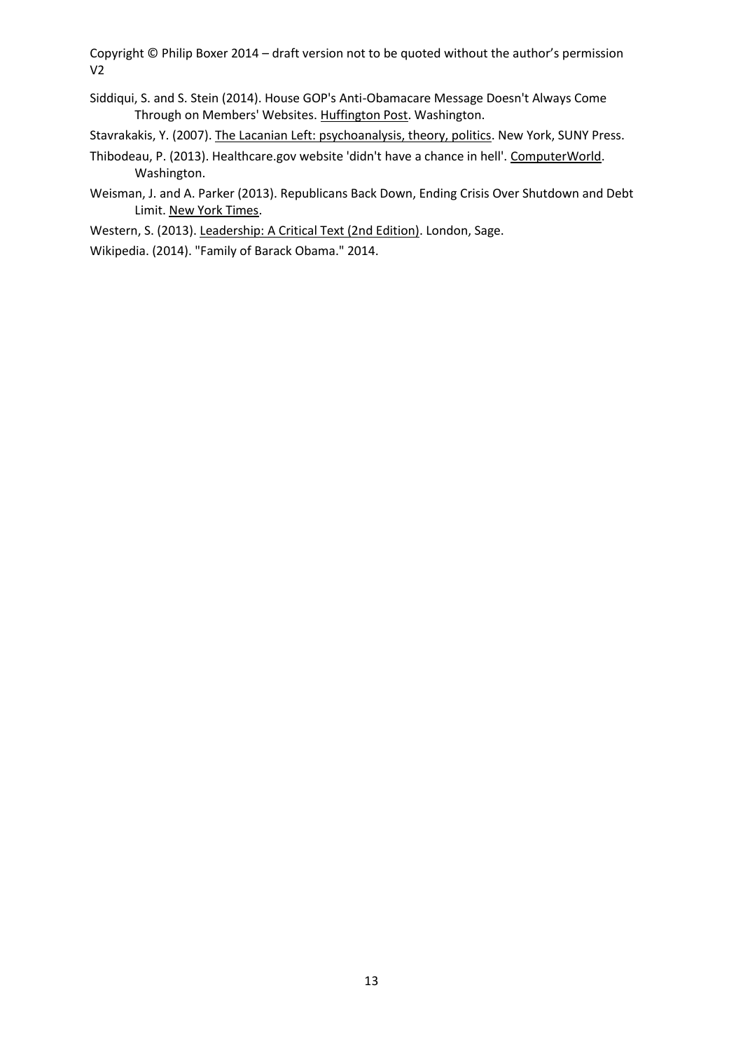Siddiqui, S. and S. Stein (2014). House GOP's Anti-Obamacare Message Doesn't Always Come Through on Members' Websites. Huffington Post. Washington.

Stavrakakis, Y. (2007). The Lacanian Left: psychoanalysis, theory, politics. New York, SUNY Press.

Thibodeau, P. (2013). Healthcare.gov website 'didn't have a chance in hell'. ComputerWorld. Washington.

Weisman, J. and A. Parker (2013). Republicans Back Down, Ending Crisis Over Shutdown and Debt Limit. New York Times.

Western, S. (2013). Leadership: A Critical Text (2nd Edition). London, Sage.

Wikipedia. (2014). "Family of Barack Obama." 2014.